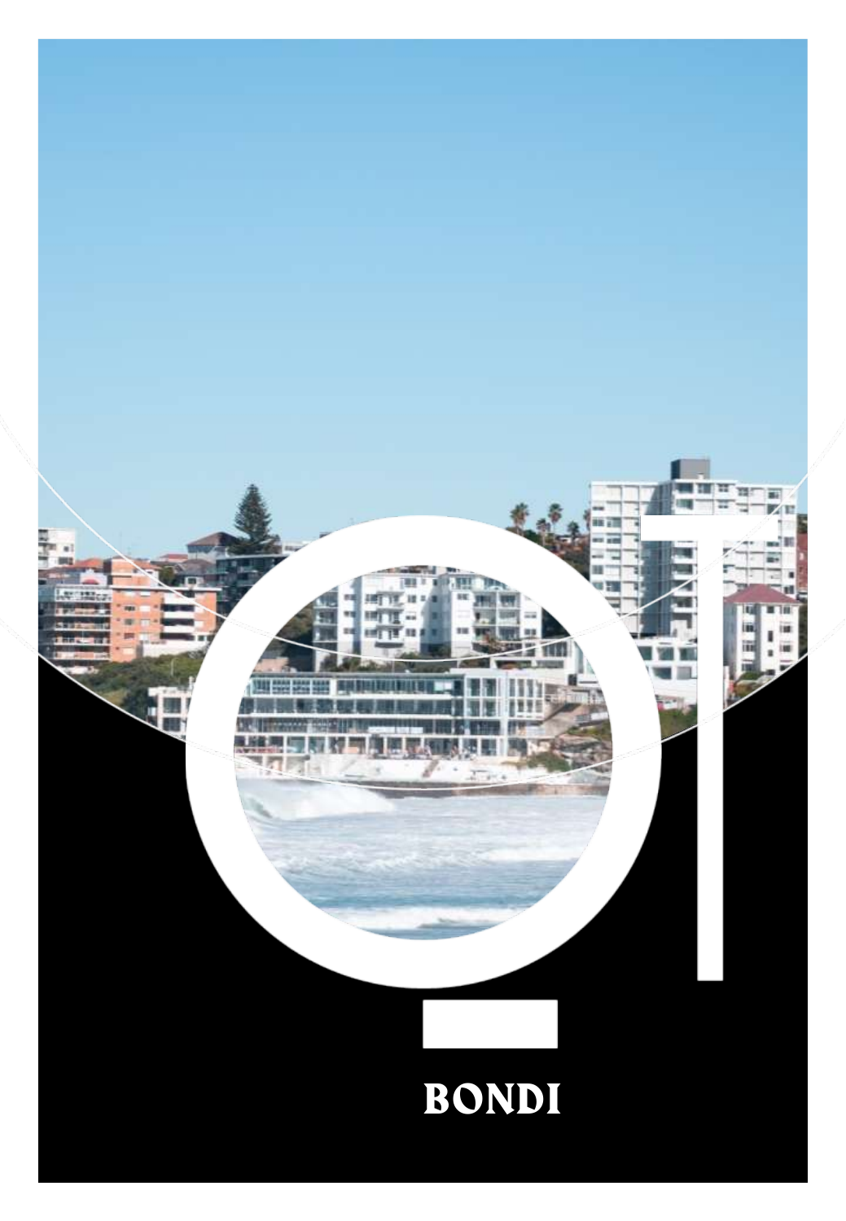BONDI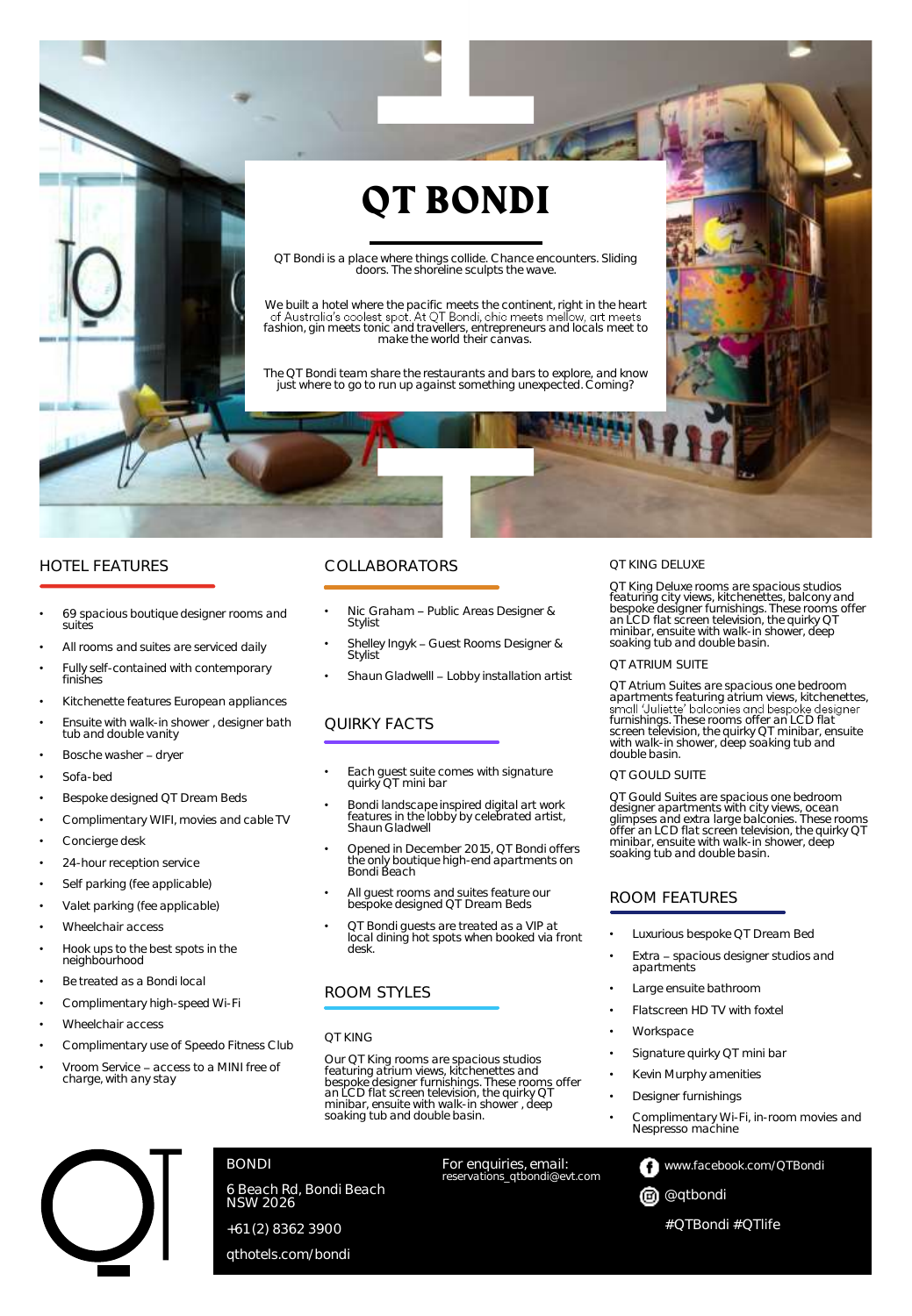# QT BONDI

QT Bondi is a place where things collide. Chance encounters. Sliding doors. The shoreline sculpts the wave.

We built a hotel where the pacific meets the continent, right in the heart of Australia's coolest spot. At QT Bondi, chic meets mellow, art meets fashion, gin meets tonic and travellers, entrepreneurs and locals meet to make the world their canvas.

The QT Bondi team share the restaurants and bars to explore, and know just where to go to run up against something unexpected. Coming?

## HOTEL FEATURES

- 69 spacious boutique designer rooms and suites
- All rooms and suites are serviced daily
- Fully self-contained with contemporary finishes
- Kitchenette features European appliances
- Ensuite with walk-in shower , designer bath tub and double vanity
- Bosche washer – dryer
- Sofa-bed
- Bespoke designed QT Dream Beds
- Complimentary WIFI, movies and cable TV
- Concierge desk
- 24-hour reception service
- Self parking (fee applicable)
- Valet parking (fee applicable)
- Wheelchair access
- Hook ups to the best spots in the neighbourhood
- Be treated as a Bondi local
- Complimentary high-speed Wi-Fi
- Wheelchair access
- Complimentary use of Speedo Fitness Club
- Vroom Service – access to a MINI free of charge, with any stay

## COLLABORATORS

- Nic Graham – Public Areas Designer & Stylist
- Shelley Ingyk – Guest Rooms Designer & Stylist
- Shaun Gladwelll – Lobby installation artist

## QUIRKY FACTS

- Each guest suite comes with signature quirky QT mini bar
- Bondi landscape inspired digital art work features in the lobby by celebrated artist, Shaun Gladwell
- Opened in December 2015, QT Bondi offers the only boutique high-end apartments on Bondi Beach
- All guest rooms and suites feature our bespoke designed QT Dream Beds
- QT Bondi guests are treated as a VIP at local dining hot spots when booked via front desk.

## ROOM STYLES

### QT KING

Our QT King rooms are spacious studios featuring atrium views, kitchenettes and bespoke designer furnishings. These rooms offer an LCD flat screen television, the quirky QT minibar, ensuite with walk-in shower , deep soaking tub and double basin.

### QT KING DELUXE

QT King Deluxe rooms are spacious studios featuring city views, kitchenettes, balcony and bespoke designer furnishings. These rooms offer an LCD flat screen television, the quirky QT minibar, ensuite with walk-in shower, deep soaking tub and double basin.

### QT ATRIUM SUITE

QT Atrium Suites are spacious one bedroom apartments featuring atrium views, kitchenettes, small 'Juliette' balconies and bespoke designer furnishings. These rooms offer an LCD flat screen television, the quirky QT minibar, ensuite with walk-in shower, deep soaking tub and double basin.

### QT GOULD SUITE

QT Gould Suites are spacious one bedroom designer apartments with city views, ocean glimpses and extra large balconies. These rooms offer an LCD flat screen television, the quirky QT minibar, ensuite with walk-in shower, deep soaking tub and double basin.

## ROOM FEATURES

- Luxurious bespoke QT Dream Bed
- Extra – spacious designer studios and apartments
- Large ensuite bathroom
- Flatscreen HD TV with foxtel
- Workspace
- Signature quirky QT mini bar
- Kevin Murphy amenities
- Designer furnishings
- Complimentary Wi-Fi, in-room movies and Nespresso machine

BONDI

6 Beach Rd, Bondi Beach NSW 2026

+61 (2) 8362 3900

qthotels.com/bondi

For enquiries, email: reservations_qtbondi@evt.com

www.facebook.com/QTBondi

@qtbondi

#QTBondi #QTlife